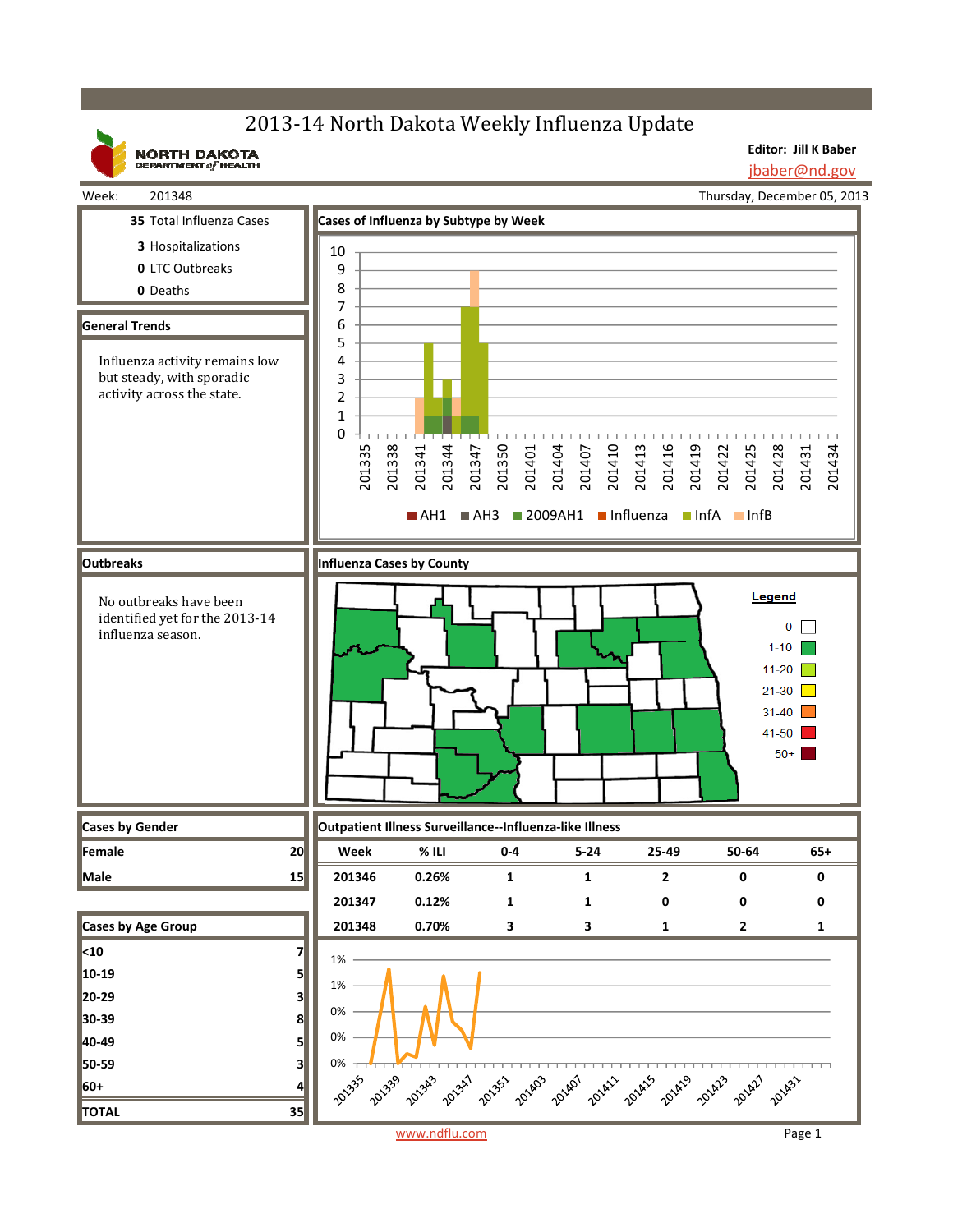# 2013-14 North Dakota Weekly Influenza Update

NORTH DAKOTA DEPARTMENT of HEALTH

**Editor: Jill K Baber**
jbaber@nd.gov

Week: 201348

Thursday, December 05, 2013

**35** Total Influenza Cases

**3** Hospitalizations

**0** LTC Outbreaks

**0** Deaths

## General Trends

Influenza activity remains low but steady, with sporadic activity across the state.

## Cases of Influenza by Subtype by Week

AH1 | AH3 | 2009AH1 | Influenza | InfA | InfB

## Outbreaks

No outbreaks have been identified yet for the 2013-14 influenza season.

## Influenza Cases by County

Legend: 0 | 1-10 | 11-20 | 21-30 | 31-40 | 41-50 | 50+

## Cases by Gender

| | |
|---|---|
| **Female** | 20 |
| **Male** | 15 |

## Outpatient Illness Surveillance--Influenza-like Illness

| Week | % ILI | 0-4 | 5-24 | 25-49 | 50-64 | 65+ |
|---|---|---|---|---|---|---|
| 201346 | 0.26% | 1 | 1 | 2 | 0 | 0 |
| 201347 | 0.12% | 1 | 1 | 0 | 0 | 0 |
| 201348 | 0.70% | 3 | 3 | 1 | 2 | 1 |

## Cases by Age Group

| | |
|---|---|
| **<10** | 7 |
| **10-19** | 5 |
| **20-29** | 3 |
| **30-39** | 8 |
| **40-49** | 5 |
| **50-59** | 3 |
| **60+** | 4 |
| **TOTAL** | 35 |

www.ndflu.com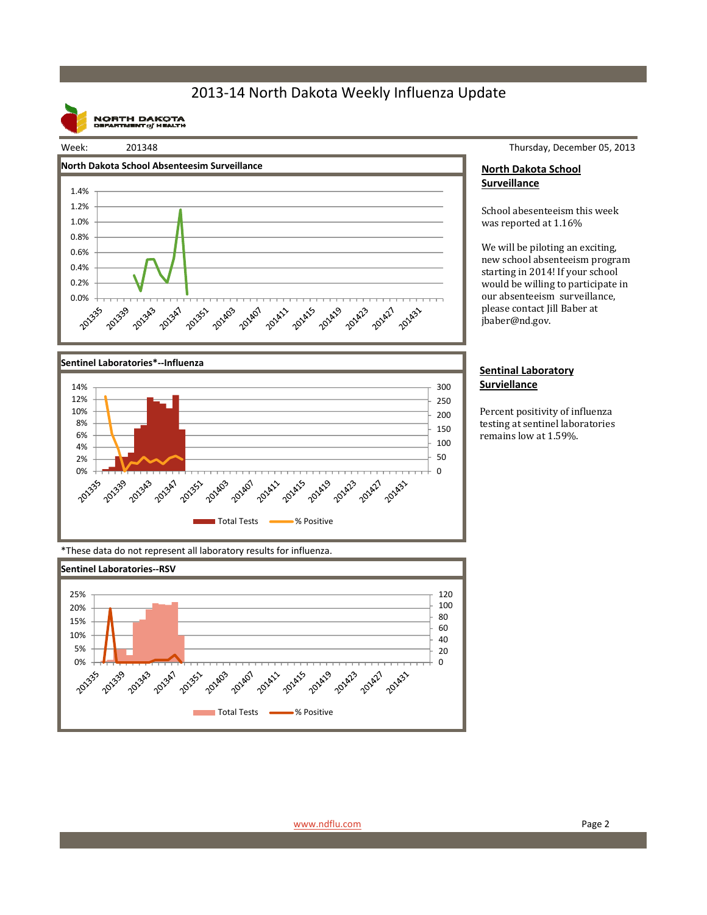# 2013-14 North Dakota Weekly Influenza Update

NORTH DAKOTA
DEPARTMENT of HEALTH

Week: 201348

Thursday, December 05, 2013

## North Dakota School Absenteesim Surveillance

1.4%
1.2%
1.0%
0.8%
0.6%
0.4%
0.2%
0.0%

201335 201339 201343 201347 201351 201403 201407 201411 201415 201419 201423 201427 201431

## North Dakota School Surveillance

School abesenteeism this week was reported at 1.16%

We will be piloting an exciting, new school absenteeism program starting in 2014! If your school would be willing to participate in our absenteeism surveillance, please contact Jill Baber at jbaber@nd.gov.

## Sentinel Laboratories*--Influenza

14%
12%
10%
8%
6%
4%
2%
0%

300
250
200
150
100
50
0

201335 201339 201343 201347 201351 201403 201407 201411 201415 201419 201423 201427 201431

Total Tests
% Positive

## Sentinal Laboratory Surviellance

Percent positivity of influenza testing at sentinel laboratories remains low at 1.59%.

*These data do not represent all laboratory results for influenza.

## Sentinel Laboratories--RSV

25%
20%
15%
10%
5%
0%

120
100
80
60
40
20
0

201335 201339 201343 201347 201351 201403 201407 201411 201415 201419 201423 201427 201431

Total Tests
% Positive

www.ndflu.com